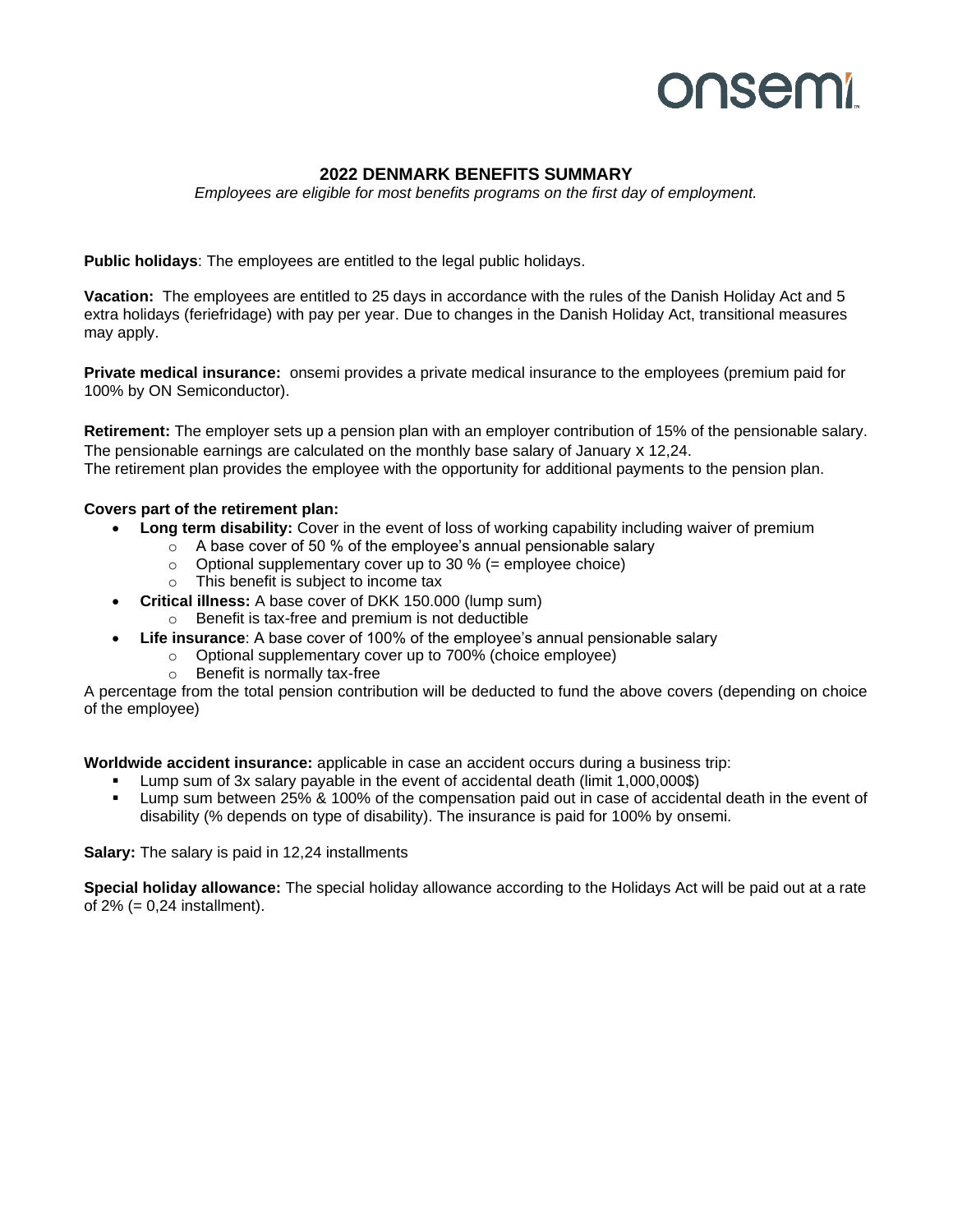onsemi

# 2022 DENMARK BENEFITS SUMMARY

*Employees are eligible for most benefits programs on the first day of employment.*

**Public holidays**: The employees are entitled to the legal public holidays.

**Vacation:** The employees are entitled to 25 days in accordance with the rules of the Danish Holiday Act and 5 extra holidays (feriefridage) with pay per year. Due to changes in the Danish Holiday Act, transitional measures may apply.

**Private medical insurance:** onsemi provides a private medical insurance to the employees (premium paid for 100% by ON Semiconductor).

**Retirement:** The employer sets up a pension plan with an employer contribution of 15% of the pensionable salary. The pensionable earnings are calculated on the monthly base salary of January x 12,24.
The retirement plan provides the employee with the opportunity for additional payments to the pension plan.

**Covers part of the retirement plan:**

- **Long term disability:** Cover in the event of loss of working capability including waiver of premium
  - A base cover of 50 % of the employee's annual pensionable salary
  - Optional supplementary cover up to 30 % (= employee choice)
  - This benefit is subject to income tax
- **Critical illness:** A base cover of DKK 150.000 (lump sum)
  - Benefit is tax-free and premium is not deductible
- **Life insurance**: A base cover of 100% of the employee's annual pensionable salary
  - Optional supplementary cover up to 700% (choice employee)
  - Benefit is normally tax-free

A percentage from the total pension contribution will be deducted to fund the above covers (depending on choice of the employee)

**Worldwide accident insurance:** applicable in case an accident occurs during a business trip:

- Lump sum of 3x salary payable in the event of accidental death (limit 1,000,000$)
- Lump sum between 25% & 100% of the compensation paid out in case of accidental death in the event of disability (% depends on type of disability). The insurance is paid for 100% by onsemi.

**Salary:** The salary is paid in 12,24 installments

**Special holiday allowance:** The special holiday allowance according to the Holidays Act will be paid out at a rate of 2% (= 0,24 installment).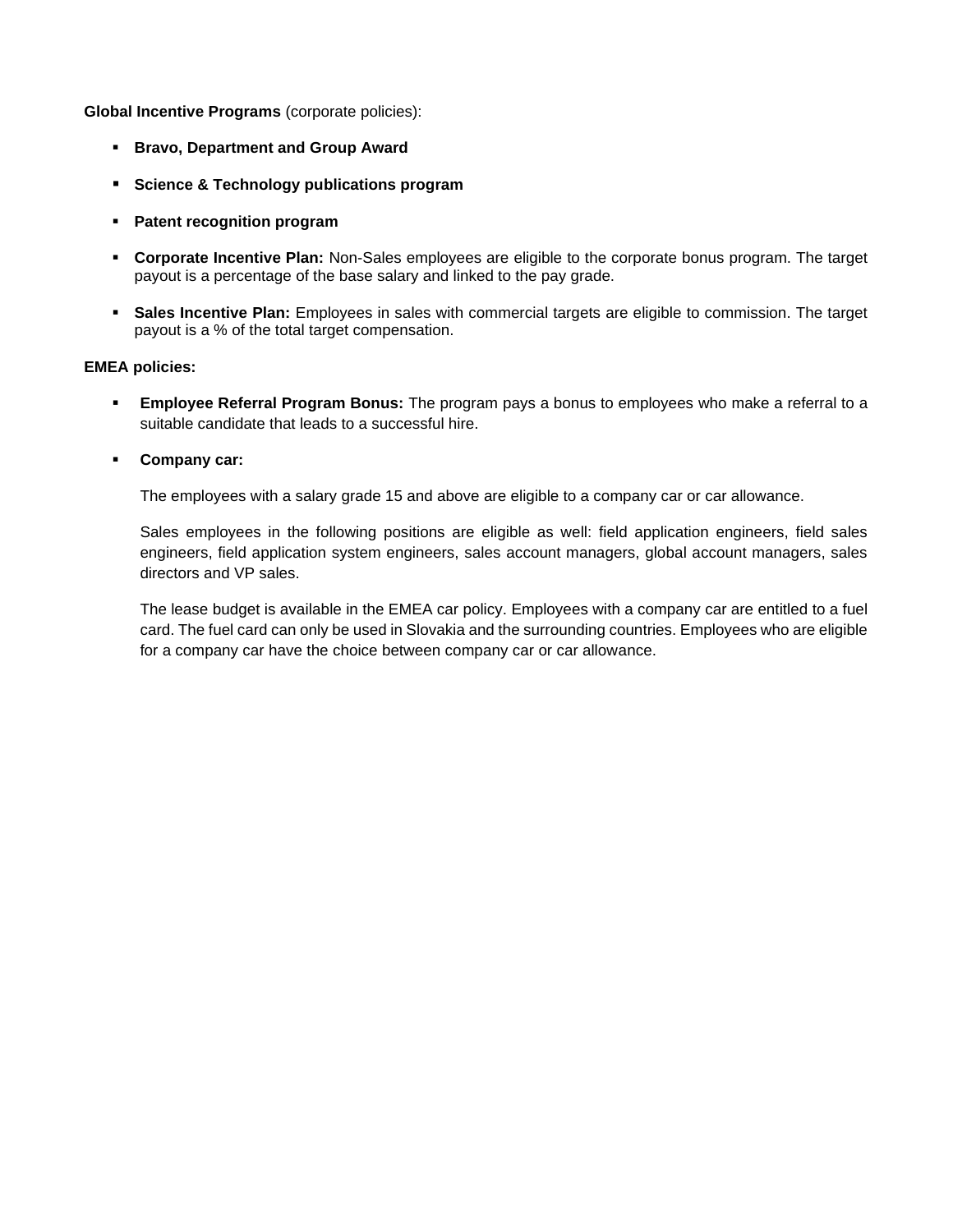**Global Incentive Programs** (corporate policies):

- **Bravo, Department and Group Award**
- **Science & Technology publications program**
- **Patent recognition program**
- **Corporate Incentive Plan:** Non-Sales employees are eligible to the corporate bonus program. The target payout is a percentage of the base salary and linked to the pay grade.
- **Sales Incentive Plan:** Employees in sales with commercial targets are eligible to commission. The target payout is a % of the total target compensation.

**EMEA policies:**

- **Employee Referral Program Bonus:** The program pays a bonus to employees who make a referral to a suitable candidate that leads to a successful hire.
- **Company car:**

  The employees with a salary grade 15 and above are eligible to a company car or car allowance.

  Sales employees in the following positions are eligible as well: field application engineers, field sales engineers, field application system engineers, sales account managers, global account managers, sales directors and VP sales.

  The lease budget is available in the EMEA car policy. Employees with a company car are entitled to a fuel card. The fuel card can only be used in Slovakia and the surrounding countries. Employees who are eligible for a company car have the choice between company car or car allowance.